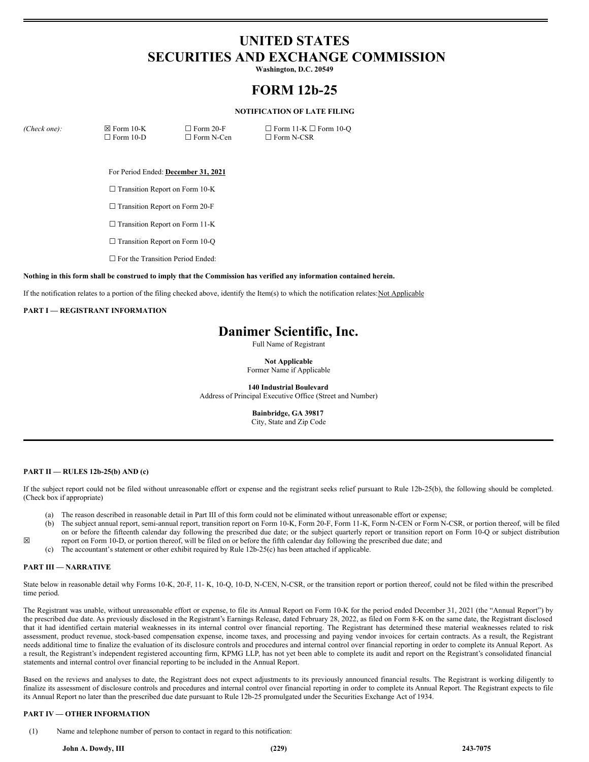# UNITED STATES
# SECURITIES AND EXCHANGE COMMISSION

**Washington, D.C. 20549**

# FORM 12b-25

**NOTIFICATION OF LATE FILING**

*(Check one):* ☒ Form 10-K ☐ Form 20-F ☐ Form 11-K ☐ Form 10-Q ☐ Form 10-D ☐ Form N-Cen ☐ Form N-CSR

For Period Ended: **December 31, 2021**

☐ Transition Report on Form 10-K

☐ Transition Report on Form 20-F

☐ Transition Report on Form 11-K

☐ Transition Report on Form 10-Q

☐ For the Transition Period Ended:

**Nothing in this form shall be construed to imply that the Commission has verified any information contained herein.**

If the notification relates to a portion of the filing checked above, identify the Item(s) to which the notification relates: Not Applicable

**PART I — REGISTRANT INFORMATION**

**Danimer Scientific, Inc.**
Full Name of Registrant

**Not Applicable**
Former Name if Applicable

**140 Industrial Boulevard**
Address of Principal Executive Office (Street and Number)

**Bainbridge, GA 39817**
City, State and Zip Code

**PART II — RULES 12b-25(b) AND (c)**

If the subject report could not be filed without unreasonable effort or expense and the registrant seeks relief pursuant to Rule 12b-25(b), the following should be completed. (Check box if appropriate)

☒

(a) The reason described in reasonable detail in Part III of this form could not be eliminated without unreasonable effort or expense;

(b) The subject annual report, semi-annual report, transition report on Form 10-K, Form 20-F, Form 11-K, Form N-CEN or Form N-CSR, or portion thereof, will be filed on or before the fifteenth calendar day following the prescribed due date; or the subject quarterly report or transition report on Form 10-Q or subject distribution report on Form 10-D, or portion thereof, will be filed on or before the fifth calendar day following the prescribed due date; and

(c) The accountant's statement or other exhibit required by Rule 12b-25(c) has been attached if applicable.

**PART III — NARRATIVE**

State below in reasonable detail why Forms 10-K, 20-F, 11- K, 10-Q, 10-D, N-CEN, N-CSR, or the transition report or portion thereof, could not be filed within the prescribed time period.

The Registrant was unable, without unreasonable effort or expense, to file its Annual Report on Form 10-K for the period ended December 31, 2021 (the "Annual Report") by the prescribed due date. As previously disclosed in the Registrant's Earnings Release, dated February 28, 2022, as filed on Form 8-K on the same date, the Registrant disclosed that it had identified certain material weaknesses in its internal control over financial reporting. The Registrant has determined these material weaknesses related to risk assessment, product revenue, stock-based compensation expense, income taxes, and processing and paying vendor invoices for certain contracts. As a result, the Registrant needs additional time to finalize the evaluation of its disclosure controls and procedures and internal control over financial reporting in order to complete its Annual Report. As a result, the Registrant's independent registered accounting firm, KPMG LLP, has not yet been able to complete its audit and report on the Registrant's consolidated financial statements and internal control over financial reporting to be included in the Annual Report.

Based on the reviews and analyses to date, the Registrant does not expect adjustments to its previously announced financial results. The Registrant is working diligently to finalize its assessment of disclosure controls and procedures and internal control over financial reporting in order to complete its Annual Report. The Registrant expects to file its Annual Report no later than the prescribed due date pursuant to Rule 12b-25 promulgated under the Securities Exchange Act of 1934.

**PART IV — OTHER INFORMATION**

(1) Name and telephone number of person to contact in regard to this notification:

| **John A. Dowdy, III** | **(229)** | **243-7075** |
|---|---|---|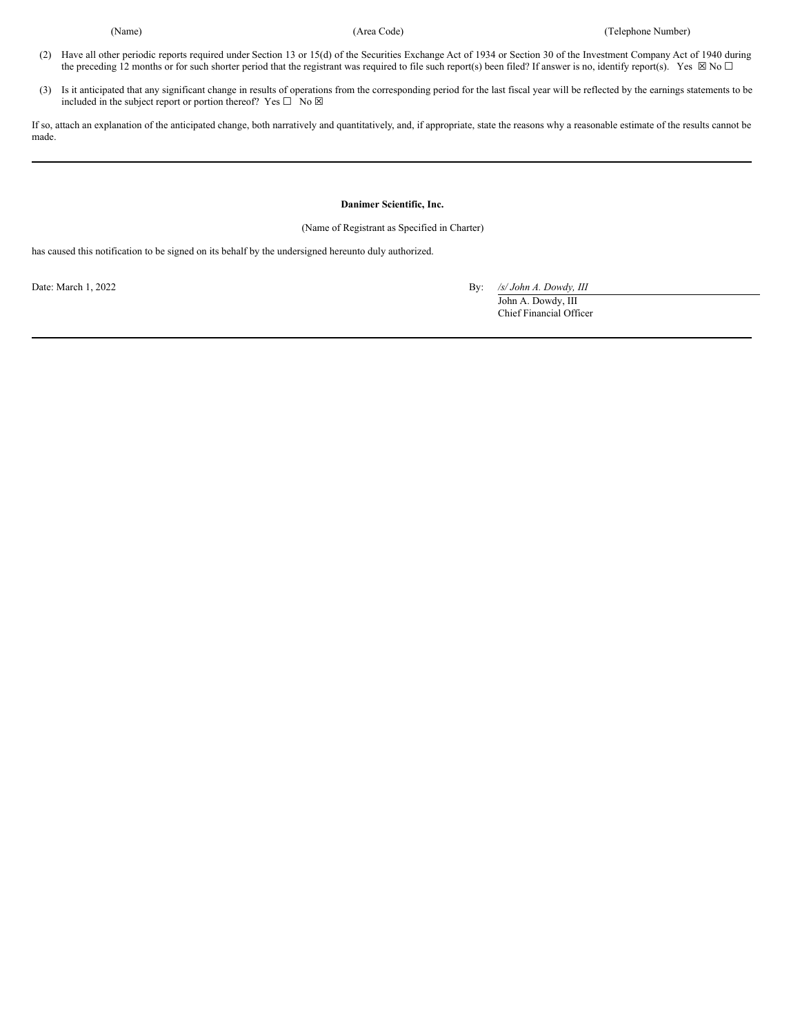| (Name) | (Area Code) | (Telephone Number) |
|---|---|---|

(2) Have all other periodic reports required under Section 13 or 15(d) of the Securities Exchange Act of 1934 or Section 30 of the Investment Company Act of 1940 during the preceding 12 months or for such shorter period that the registrant was required to file such report(s) been filed? If answer is no, identify report(s). Yes ☒ No ☐

(3) Is it anticipated that any significant change in results of operations from the corresponding period for the last fiscal year will be reflected by the earnings statements to be included in the subject report or portion thereof? Yes ☐ No ☒

If so, attach an explanation of the anticipated change, both narratively and quantitatively, and, if appropriate, state the reasons why a reasonable estimate of the results cannot be made.

---

**Danimer Scientific, Inc.**

(Name of Registrant as Specified in Charter)

has caused this notification to be signed on its behalf by the undersigned hereunto duly authorized.

Date: March 1, 2022

By: */s/ John A. Dowdy, III*
John A. Dowdy, III
Chief Financial Officer